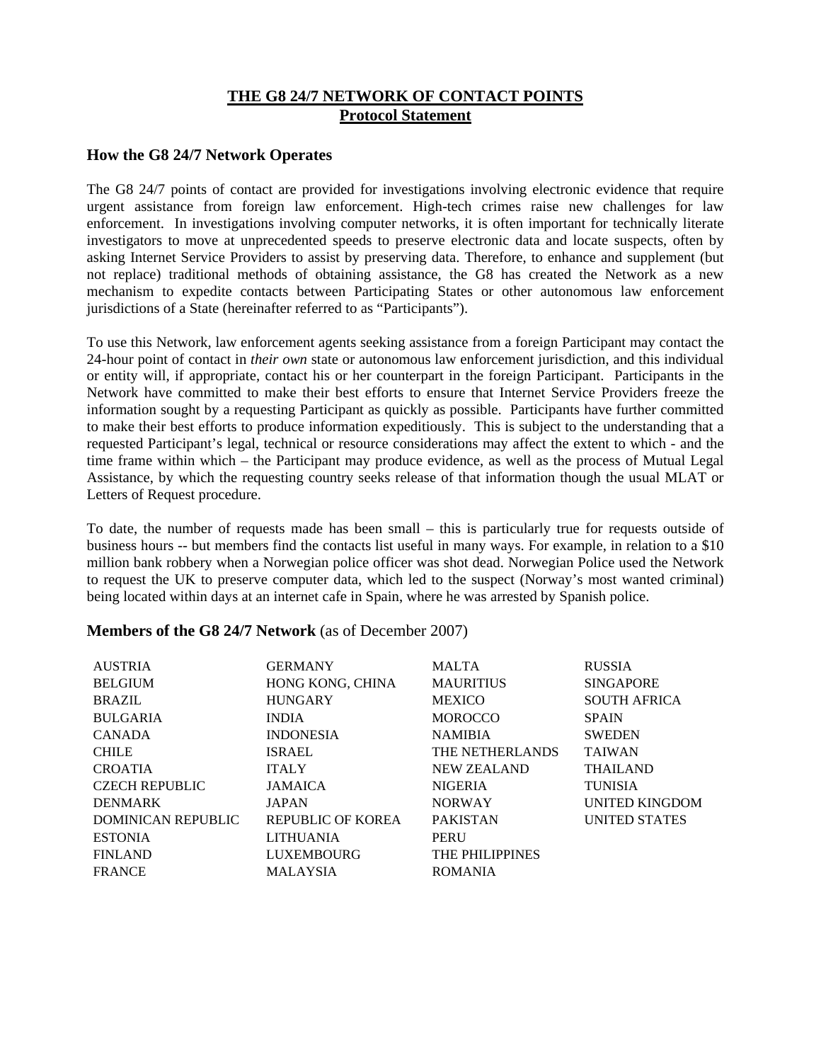# THE G8 24/7 NETWORK OF CONTACT POINTS
## Protocol Statement

### How the G8 24/7 Network Operates

The G8 24/7 points of contact are provided for investigations involving electronic evidence that require urgent assistance from foreign law enforcement. High-tech crimes raise new challenges for law enforcement. In investigations involving computer networks, it is often important for technically literate investigators to move at unprecedented speeds to preserve electronic data and locate suspects, often by asking Internet Service Providers to assist by preserving data. Therefore, to enhance and supplement (but not replace) traditional methods of obtaining assistance, the G8 has created the Network as a new mechanism to expedite contacts between Participating States or other autonomous law enforcement jurisdictions of a State (hereinafter referred to as "Participants").

To use this Network, law enforcement agents seeking assistance from a foreign Participant may contact the 24-hour point of contact in *their own* state or autonomous law enforcement jurisdiction, and this individual or entity will, if appropriate, contact his or her counterpart in the foreign Participant. Participants in the Network have committed to make their best efforts to ensure that Internet Service Providers freeze the information sought by a requesting Participant as quickly as possible. Participants have further committed to make their best efforts to produce information expeditiously. This is subject to the understanding that a requested Participant's legal, technical or resource considerations may affect the extent to which - and the time frame within which – the Participant may produce evidence, as well as the process of Mutual Legal Assistance, by which the requesting country seeks release of that information though the usual MLAT or Letters of Request procedure.

To date, the number of requests made has been small – this is particularly true for requests outside of business hours -- but members find the contacts list useful in many ways. For example, in relation to a $10 million bank robbery when a Norwegian police officer was shot dead. Norwegian Police used the Network to request the UK to preserve computer data, which led to the suspect (Norway's most wanted criminal) being located within days at an internet cafe in Spain, where he was arrested by Spanish police.

### Members of the G8 24/7 Network (as of December 2007)

AUSTRIA
BELGIUM
BRAZIL
BULGARIA
CANADA
CHILE
CROATIA
CZECH REPUBLIC
DENMARK
DOMINICAN REPUBLIC
ESTONIA
FINLAND
FRANCE
GERMANY
HONG KONG, CHINA
HUNGARY
INDIA
INDONESIA
ISRAEL
ITALY
JAMAICA
JAPAN
REPUBLIC OF KOREA
LITHUANIA
LUXEMBOURG
MALAYSIA
MALTA
MAURITIUS
MEXICO
MOROCCO
NAMIBIA
THE NETHERLANDS
NEW ZEALAND
NIGERIA
NORWAY
PAKISTAN
PERU
THE PHILIPPINES
ROMANIA
RUSSIA
SINGAPORE
SOUTH AFRICA
SPAIN
SWEDEN
TAIWAN
THAILAND
TUNISIA
UNITED KINGDOM
UNITED STATES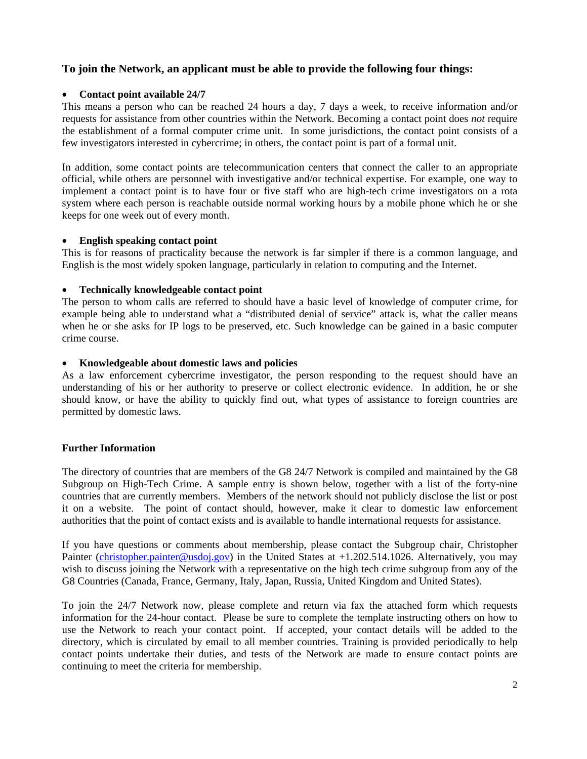### To join the Network, an applicant must be able to provide the following four things:

- **Contact point available 24/7**

This means a person who can be reached 24 hours a day, 7 days a week, to receive information and/or requests for assistance from other countries within the Network. Becoming a contact point does *not* require the establishment of a formal computer crime unit. In some jurisdictions, the contact point consists of a few investigators interested in cybercrime; in others, the contact point is part of a formal unit.

In addition, some contact points are telecommunication centers that connect the caller to an appropriate official, while others are personnel with investigative and/or technical expertise. For example, one way to implement a contact point is to have four or five staff who are high-tech crime investigators on a rota system where each person is reachable outside normal working hours by a mobile phone which he or she keeps for one week out of every month.

- **English speaking contact point**

This is for reasons of practicality because the network is far simpler if there is a common language, and English is the most widely spoken language, particularly in relation to computing and the Internet.

- **Technically knowledgeable contact point**

The person to whom calls are referred to should have a basic level of knowledge of computer crime, for example being able to understand what a "distributed denial of service" attack is, what the caller means when he or she asks for IP logs to be preserved, etc. Such knowledge can be gained in a basic computer crime course.

- **Knowledgeable about domestic laws and policies**

As a law enforcement cybercrime investigator, the person responding to the request should have an understanding of his or her authority to preserve or collect electronic evidence. In addition, he or she should know, or have the ability to quickly find out, what types of assistance to foreign countries are permitted by domestic laws.

**Further Information**

The directory of countries that are members of the G8 24/7 Network is compiled and maintained by the G8 Subgroup on High-Tech Crime. A sample entry is shown below, together with a list of the forty-nine countries that are currently members. Members of the network should not publicly disclose the list or post it on a website. The point of contact should, however, make it clear to domestic law enforcement authorities that the point of contact exists and is available to handle international requests for assistance.

If you have questions or comments about membership, please contact the Subgroup chair, Christopher Painter (christopher.painter@usdoj.gov) in the United States at +1.202.514.1026. Alternatively, you may wish to discuss joining the Network with a representative on the high tech crime subgroup from any of the G8 Countries (Canada, France, Germany, Italy, Japan, Russia, United Kingdom and United States).

To join the 24/7 Network now, please complete and return via fax the attached form which requests information for the 24-hour contact. Please be sure to complete the template instructing others on how to use the Network to reach your contact point. If accepted, your contact details will be added to the directory, which is circulated by email to all member countries. Training is provided periodically to help contact points undertake their duties, and tests of the Network are made to ensure contact points are continuing to meet the criteria for membership.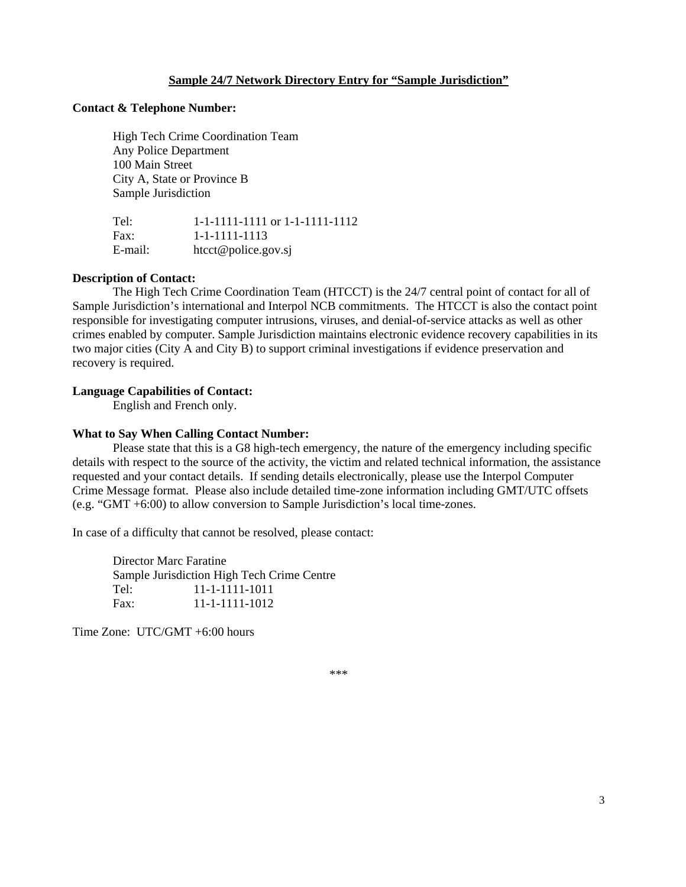## Sample 24/7 Network Directory Entry for "Sample Jurisdiction"

**Contact & Telephone Number:**

High Tech Crime Coordination Team
Any Police Department
100 Main Street
City A, State or Province B
Sample Jurisdiction

Tel: 1-1-1111-1111 or 1-1-1111-1112
Fax: 1-1-1111-1113
E-mail: htcct@police.gov.sj

**Description of Contact:**

The High Tech Crime Coordination Team (HTCCT) is the 24/7 central point of contact for all of Sample Jurisdiction's international and Interpol NCB commitments. The HTCCT is also the contact point responsible for investigating computer intrusions, viruses, and denial-of-service attacks as well as other crimes enabled by computer. Sample Jurisdiction maintains electronic evidence recovery capabilities in its two major cities (City A and City B) to support criminal investigations if evidence preservation and recovery is required.

**Language Capabilities of Contact:**

English and French only.

**What to Say When Calling Contact Number:**

Please state that this is a G8 high-tech emergency, the nature of the emergency including specific details with respect to the source of the activity, the victim and related technical information, the assistance requested and your contact details. If sending details electronically, please use the Interpol Computer Crime Message format. Please also include detailed time-zone information including GMT/UTC offsets (e.g. "GMT +6:00) to allow conversion to Sample Jurisdiction's local time-zones.

In case of a difficulty that cannot be resolved, please contact:

Director Marc Faratine
Sample Jurisdiction High Tech Crime Centre
Tel: 11-1-1111-1011
Fax: 11-1-1111-1012

Time Zone: UTC/GMT +6:00 hours

***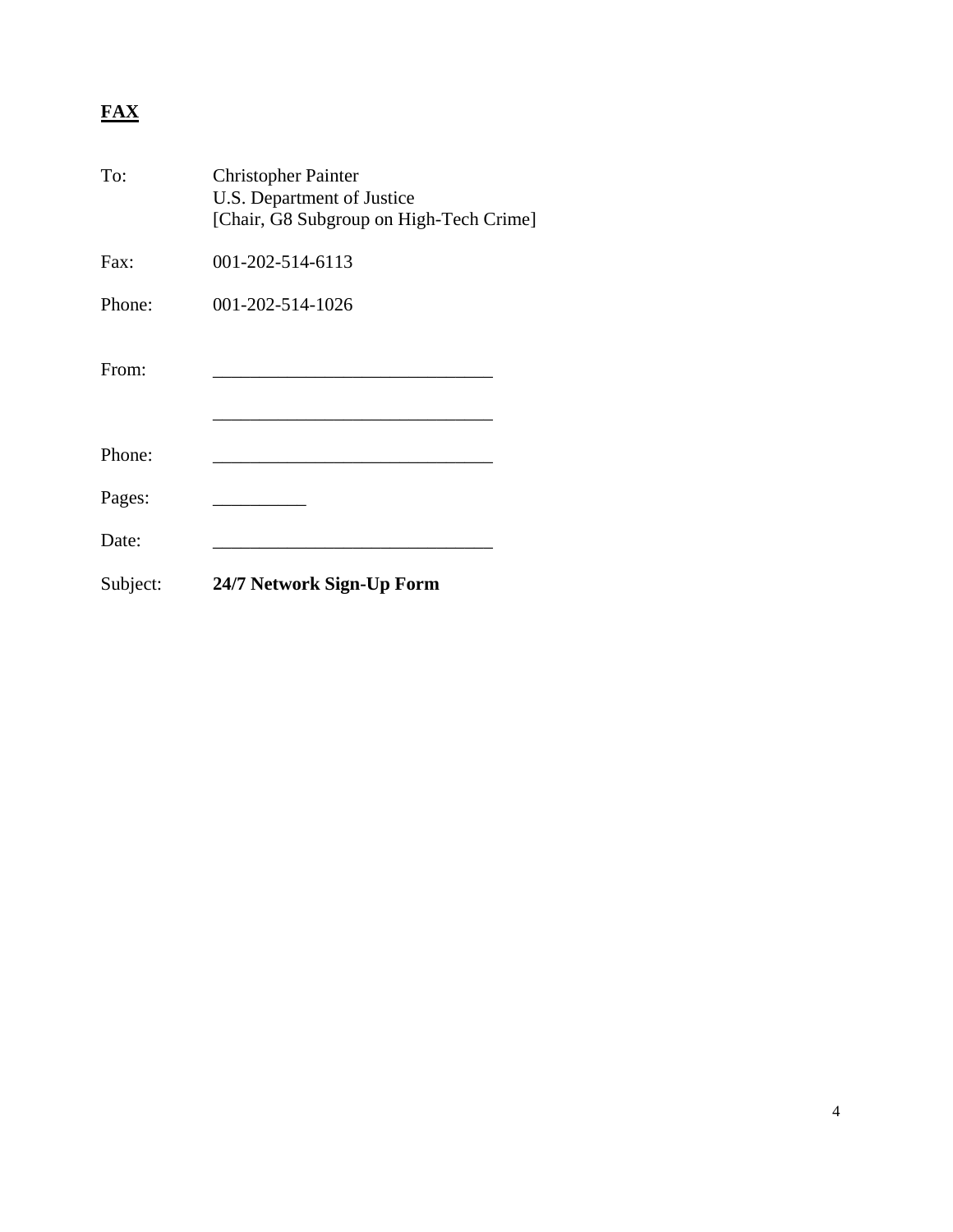**<u>FAX</u>**

To: Christopher Painter
U.S. Department of Justice
[Chair, G8 Subgroup on High-Tech Crime]

Fax: 001-202-514-6113

Phone: 001-202-514-1026

From: ______________________________

______________________________

Phone: ______________________________

Pages: __________

Date: ______________________________

Subject: **24/7 Network Sign-Up Form**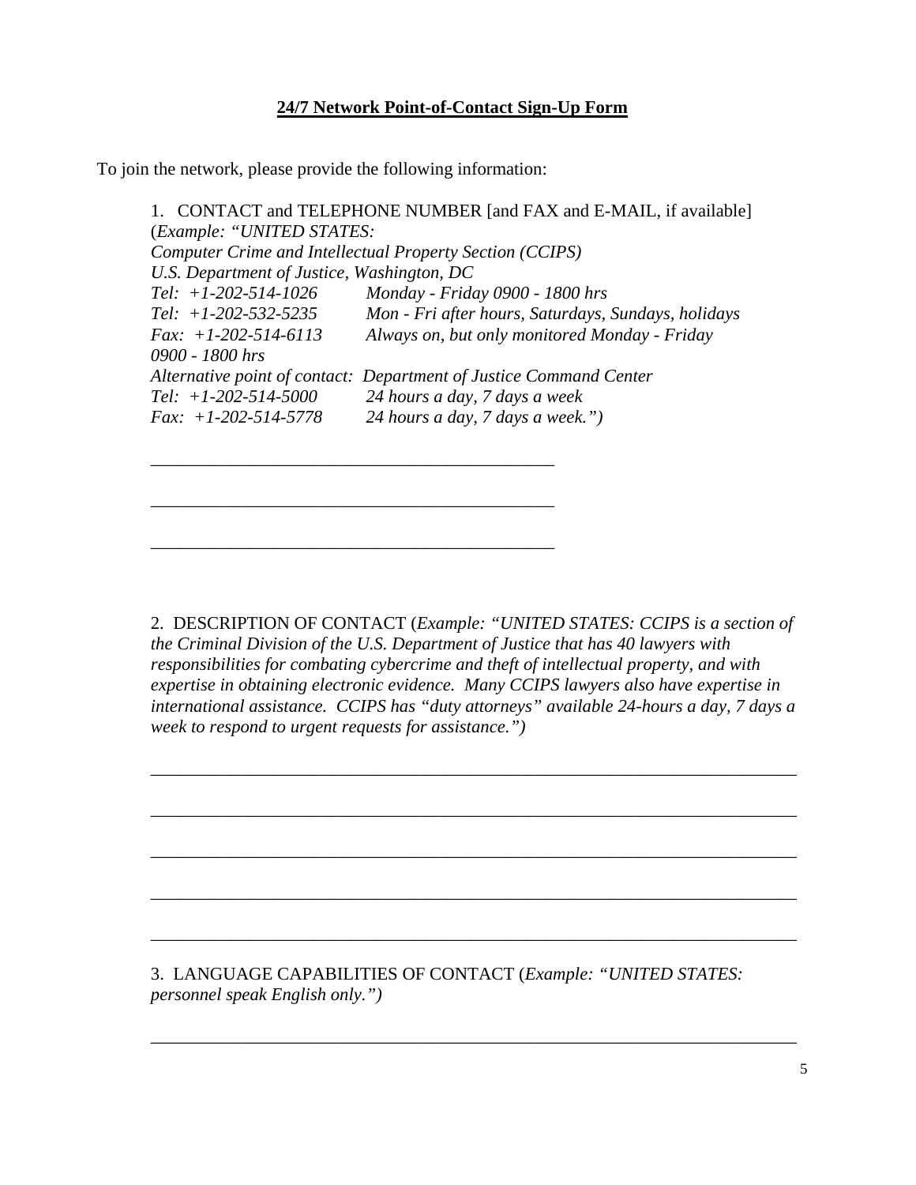**24/7 Network Point-of-Contact Sign-Up Form**

To join the network, please provide the following information:

1. CONTACT and TELEPHONE NUMBER [and FAX and E-MAIL, if available]
(*Example: "UNITED STATES:*
*Computer Crime and Intellectual Property Section (CCIPS)*
*U.S. Department of Justice, Washington, DC*
*Tel: +1-202-514-1026 Monday - Friday 0900 - 1800 hrs*
*Tel: +1-202-532-5235 Mon - Fri after hours, Saturdays, Sundays, holidays*
*Fax: +1-202-514-6113 Always on, but only monitored Monday - Friday 0900 - 1800 hrs*
*Alternative point of contact: Department of Justice Command Center*
*Tel: +1-202-514-5000 24 hours a day, 7 days a week*
*Fax: +1-202-514-5778 24 hours a day, 7 days a week.")*

______________________________________________

______________________________________________

______________________________________________

2. DESCRIPTION OF CONTACT (*Example: "UNITED STATES: CCIPS is a section of the Criminal Division of the U.S. Department of Justice that has 40 lawyers with responsibilities for combating cybercrime and theft of intellectual property, and with expertise in obtaining electronic evidence. Many CCIPS lawyers also have expertise in international assistance. CCIPS has "duty attorneys" available 24-hours a day, 7 days a week to respond to urgent requests for assistance.")*

__________________________________________________________________________

__________________________________________________________________________

__________________________________________________________________________

__________________________________________________________________________

__________________________________________________________________________

3. LANGUAGE CAPABILITIES OF CONTACT (*Example: "UNITED STATES: personnel speak English only.")*

__________________________________________________________________________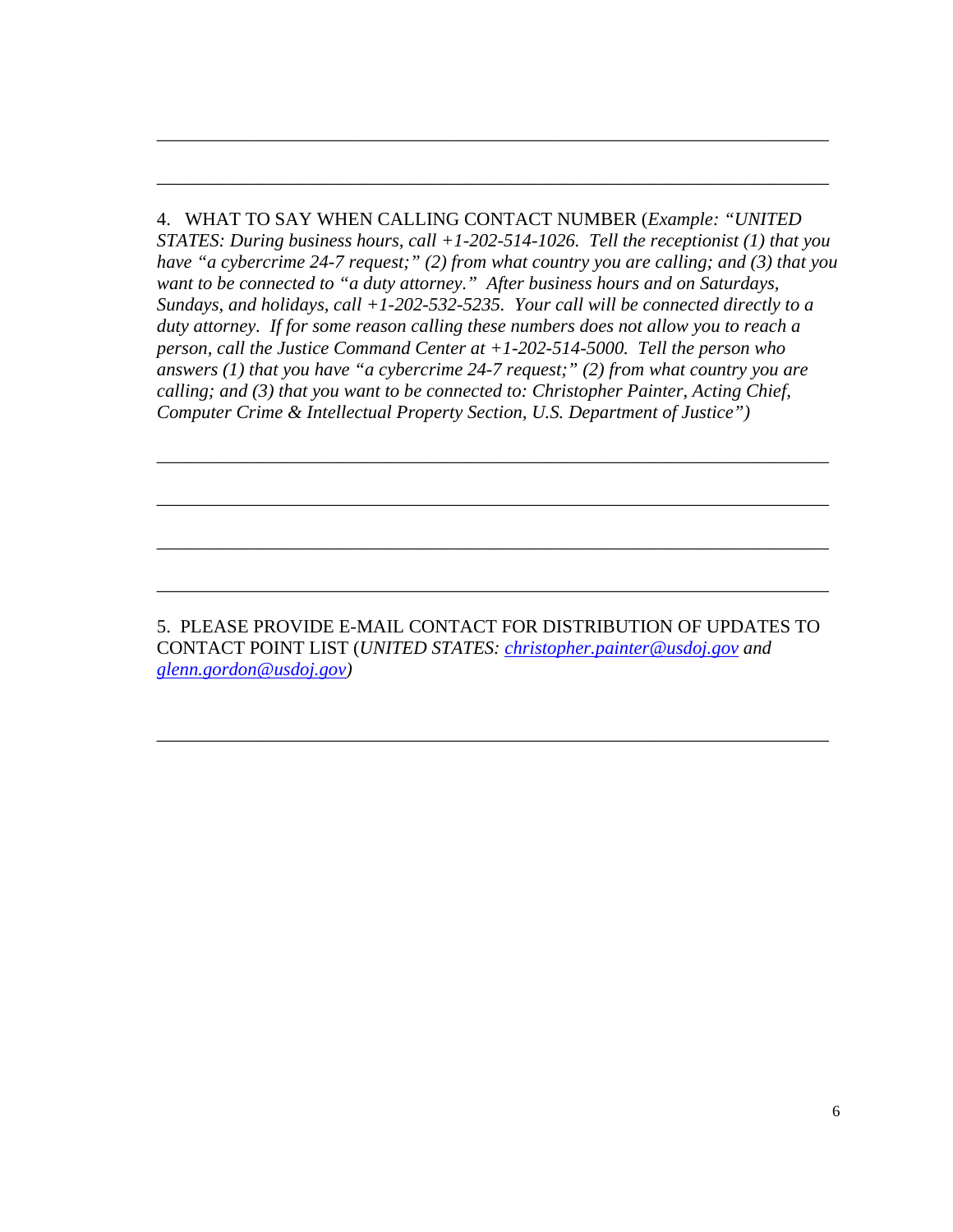\_\_\_\_\_\_\_\_\_\_\_\_\_\_\_\_\_\_\_\_\_\_\_\_\_\_\_\_\_\_\_\_\_\_\_\_\_\_\_\_\_\_\_\_\_\_\_\_\_\_\_\_\_\_\_\_\_\_\_\_\_\_\_\_\_\_\_\_\_\_\_\_\_\_

\_\_\_\_\_\_\_\_\_\_\_\_\_\_\_\_\_\_\_\_\_\_\_\_\_\_\_\_\_\_\_\_\_\_\_\_\_\_\_\_\_\_\_\_\_\_\_\_\_\_\_\_\_\_\_\_\_\_\_\_\_\_\_\_\_\_\_\_\_\_\_\_\_\_

4. WHAT TO SAY WHEN CALLING CONTACT NUMBER (*Example: "UNITED STATES: During business hours, call +1-202-514-1026. Tell the receptionist (1) that you have "a cybercrime 24-7 request;" (2) from what country you are calling; and (3) that you want to be connected to "a duty attorney." After business hours and on Saturdays, Sundays, and holidays, call +1-202-532-5235. Your call will be connected directly to a duty attorney. If for some reason calling these numbers does not allow you to reach a person, call the Justice Command Center at +1-202-514-5000. Tell the person who answers (1) that you have "a cybercrime 24-7 request;" (2) from what country you are calling; and (3) that you want to be connected to: Christopher Painter, Acting Chief, Computer Crime & Intellectual Property Section, U.S. Department of Justice"*)

\_\_\_\_\_\_\_\_\_\_\_\_\_\_\_\_\_\_\_\_\_\_\_\_\_\_\_\_\_\_\_\_\_\_\_\_\_\_\_\_\_\_\_\_\_\_\_\_\_\_\_\_\_\_\_\_\_\_\_\_\_\_\_\_\_\_\_\_\_\_\_\_\_\_

\_\_\_\_\_\_\_\_\_\_\_\_\_\_\_\_\_\_\_\_\_\_\_\_\_\_\_\_\_\_\_\_\_\_\_\_\_\_\_\_\_\_\_\_\_\_\_\_\_\_\_\_\_\_\_\_\_\_\_\_\_\_\_\_\_\_\_\_\_\_\_\_\_\_

\_\_\_\_\_\_\_\_\_\_\_\_\_\_\_\_\_\_\_\_\_\_\_\_\_\_\_\_\_\_\_\_\_\_\_\_\_\_\_\_\_\_\_\_\_\_\_\_\_\_\_\_\_\_\_\_\_\_\_\_\_\_\_\_\_\_\_\_\_\_\_\_\_\_

\_\_\_\_\_\_\_\_\_\_\_\_\_\_\_\_\_\_\_\_\_\_\_\_\_\_\_\_\_\_\_\_\_\_\_\_\_\_\_\_\_\_\_\_\_\_\_\_\_\_\_\_\_\_\_\_\_\_\_\_\_\_\_\_\_\_\_\_\_\_\_\_\_\_

5. PLEASE PROVIDE E-MAIL CONTACT FOR DISTRIBUTION OF UPDATES TO CONTACT POINT LIST (*UNITED STATES: christopher.painter@usdoj.gov and glenn.gordon@usdoj.gov*)

\_\_\_\_\_\_\_\_\_\_\_\_\_\_\_\_\_\_\_\_\_\_\_\_\_\_\_\_\_\_\_\_\_\_\_\_\_\_\_\_\_\_\_\_\_\_\_\_\_\_\_\_\_\_\_\_\_\_\_\_\_\_\_\_\_\_\_\_\_\_\_\_\_\_